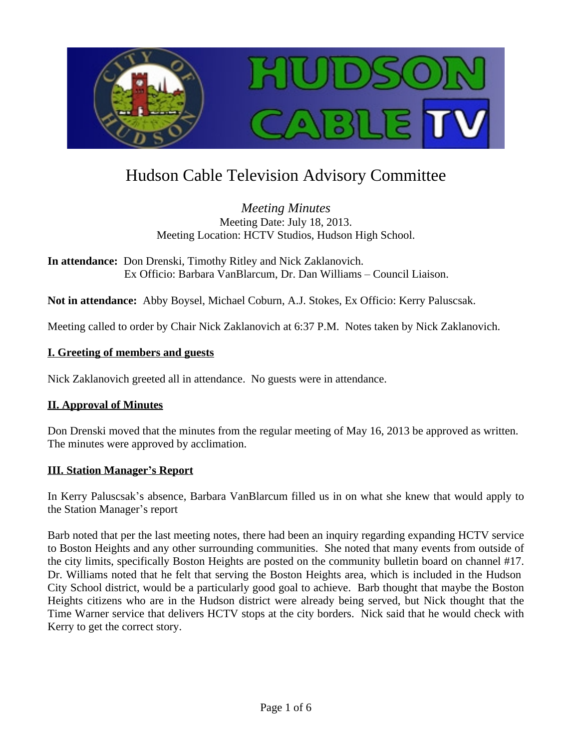# Hudson Cable Television Advisory Committee

*Meeting Minutes*
Meeting Date: July 18, 2013.
Meeting Location: HCTV Studios, Hudson High School.

**In attendance:** Don Drenski, Timothy Ritley and Nick Zaklanovich.
Ex Officio: Barbara VanBlarcum, Dr. Dan Williams – Council Liaison.

**Not in attendance:** Abby Boysel, Michael Coburn, A.J. Stokes, Ex Officio: Kerry Paluscsak.

Meeting called to order by Chair Nick Zaklanovich at 6:37 P.M. Notes taken by Nick Zaklanovich.

## I. Greeting of members and guests

Nick Zaklanovich greeted all in attendance. No guests were in attendance.

## II. Approval of Minutes

Don Drenski moved that the minutes from the regular meeting of May 16, 2013 be approved as written. The minutes were approved by acclimation.

## III. Station Manager's Report

In Kerry Paluscsak's absence, Barbara VanBlarcum filled us in on what she knew that would apply to the Station Manager's report

Barb noted that per the last meeting notes, there had been an inquiry regarding expanding HCTV service to Boston Heights and any other surrounding communities. She noted that many events from outside of the city limits, specifically Boston Heights are posted on the community bulletin board on channel #17. Dr. Williams noted that he felt that serving the Boston Heights area, which is included in the Hudson City School district, would be a particularly good goal to achieve. Barb thought that maybe the Boston Heights citizens who are in the Hudson district were already being served, but Nick thought that the Time Warner service that delivers HCTV stops at the city borders. Nick said that he would check with Kerry to get the correct story.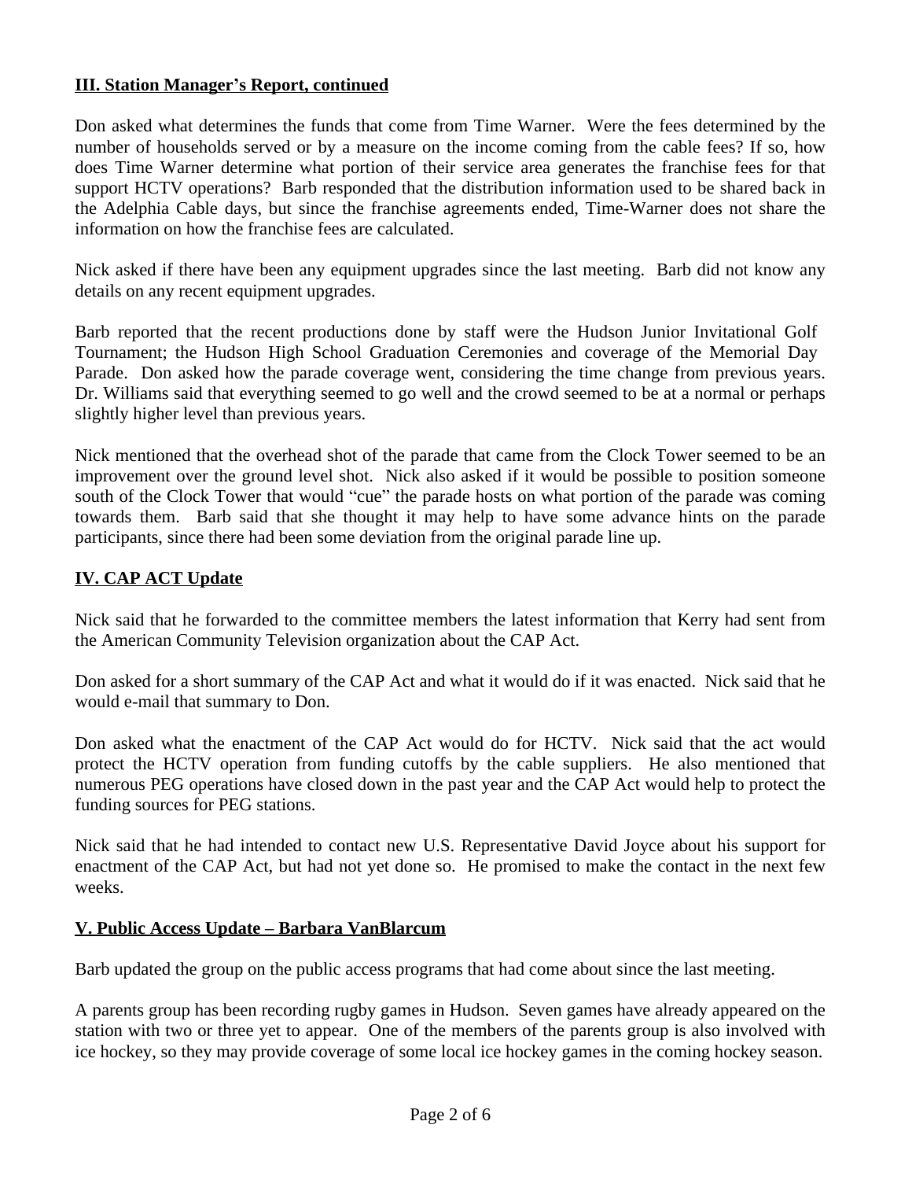**III. Station Manager's Report, continued**

Don asked what determines the funds that come from Time Warner. Were the fees determined by the number of households served or by a measure on the income coming from the cable fees? If so, how does Time Warner determine what portion of their service area generates the franchise fees for that support HCTV operations? Barb responded that the distribution information used to be shared back in the Adelphia Cable days, but since the franchise agreements ended, Time-Warner does not share the information on how the franchise fees are calculated.

Nick asked if there have been any equipment upgrades since the last meeting. Barb did not know any details on any recent equipment upgrades.

Barb reported that the recent productions done by staff were the Hudson Junior Invitational Golf Tournament; the Hudson High School Graduation Ceremonies and coverage of the Memorial Day Parade. Don asked how the parade coverage went, considering the time change from previous years. Dr. Williams said that everything seemed to go well and the crowd seemed to be at a normal or perhaps slightly higher level than previous years.

Nick mentioned that the overhead shot of the parade that came from the Clock Tower seemed to be an improvement over the ground level shot. Nick also asked if it would be possible to position someone south of the Clock Tower that would "cue" the parade hosts on what portion of the parade was coming towards them. Barb said that she thought it may help to have some advance hints on the parade participants, since there had been some deviation from the original parade line up.

**IV. CAP ACT Update**

Nick said that he forwarded to the committee members the latest information that Kerry had sent from the American Community Television organization about the CAP Act.

Don asked for a short summary of the CAP Act and what it would do if it was enacted. Nick said that he would e-mail that summary to Don.

Don asked what the enactment of the CAP Act would do for HCTV. Nick said that the act would protect the HCTV operation from funding cutoffs by the cable suppliers. He also mentioned that numerous PEG operations have closed down in the past year and the CAP Act would help to protect the funding sources for PEG stations.

Nick said that he had intended to contact new U.S. Representative David Joyce about his support for enactment of the CAP Act, but had not yet done so. He promised to make the contact in the next few weeks.

**V. Public Access Update – Barbara VanBlarcum**

Barb updated the group on the public access programs that had come about since the last meeting.

A parents group has been recording rugby games in Hudson. Seven games have already appeared on the station with two or three yet to appear. One of the members of the parents group is also involved with ice hockey, so they may provide coverage of some local ice hockey games in the coming hockey season.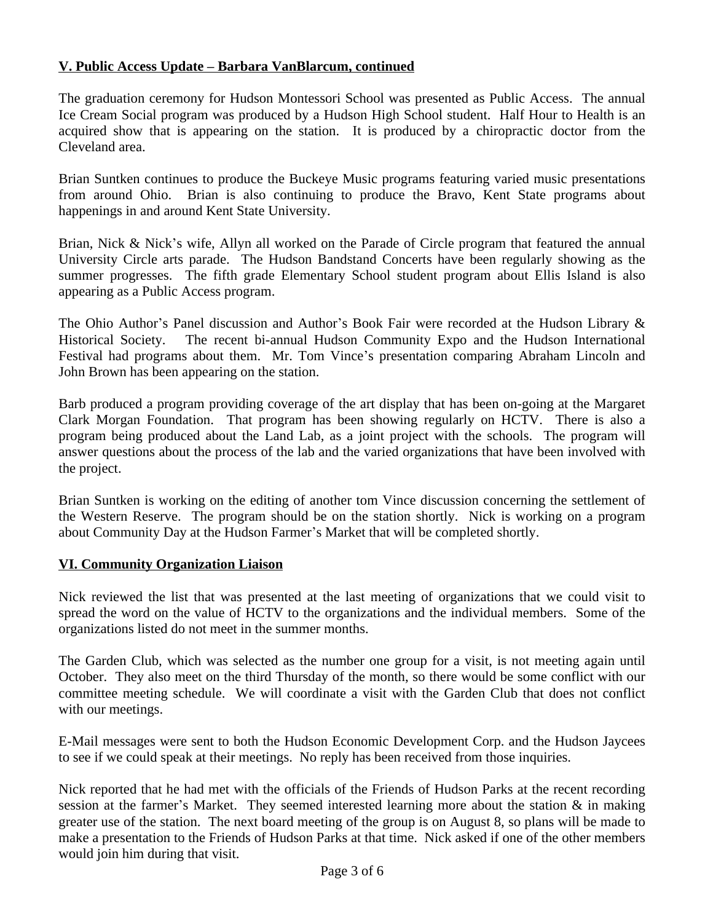**V. Public Access Update – Barbara VanBlarcum, continued**

The graduation ceremony for Hudson Montessori School was presented as Public Access. The annual Ice Cream Social program was produced by a Hudson High School student. Half Hour to Health is an acquired show that is appearing on the station. It is produced by a chiropractic doctor from the Cleveland area.

Brian Suntken continues to produce the Buckeye Music programs featuring varied music presentations from around Ohio. Brian is also continuing to produce the Bravo, Kent State programs about happenings in and around Kent State University.

Brian, Nick & Nick's wife, Allyn all worked on the Parade of Circle program that featured the annual University Circle arts parade. The Hudson Bandstand Concerts have been regularly showing as the summer progresses. The fifth grade Elementary School student program about Ellis Island is also appearing as a Public Access program.

The Ohio Author's Panel discussion and Author's Book Fair were recorded at the Hudson Library & Historical Society. The recent bi-annual Hudson Community Expo and the Hudson International Festival had programs about them. Mr. Tom Vince's presentation comparing Abraham Lincoln and John Brown has been appearing on the station.

Barb produced a program providing coverage of the art display that has been on-going at the Margaret Clark Morgan Foundation. That program has been showing regularly on HCTV. There is also a program being produced about the Land Lab, as a joint project with the schools. The program will answer questions about the process of the lab and the varied organizations that have been involved with the project.

Brian Suntken is working on the editing of another tom Vince discussion concerning the settlement of the Western Reserve. The program should be on the station shortly. Nick is working on a program about Community Day at the Hudson Farmer's Market that will be completed shortly.

**VI. Community Organization Liaison**

Nick reviewed the list that was presented at the last meeting of organizations that we could visit to spread the word on the value of HCTV to the organizations and the individual members. Some of the organizations listed do not meet in the summer months.

The Garden Club, which was selected as the number one group for a visit, is not meeting again until October. They also meet on the third Thursday of the month, so there would be some conflict with our committee meeting schedule. We will coordinate a visit with the Garden Club that does not conflict with our meetings.

E-Mail messages were sent to both the Hudson Economic Development Corp. and the Hudson Jaycees to see if we could speak at their meetings. No reply has been received from those inquiries.

Nick reported that he had met with the officials of the Friends of Hudson Parks at the recent recording session at the farmer's Market. They seemed interested learning more about the station & in making greater use of the station. The next board meeting of the group is on August 8, so plans will be made to make a presentation to the Friends of Hudson Parks at that time. Nick asked if one of the other members would join him during that visit.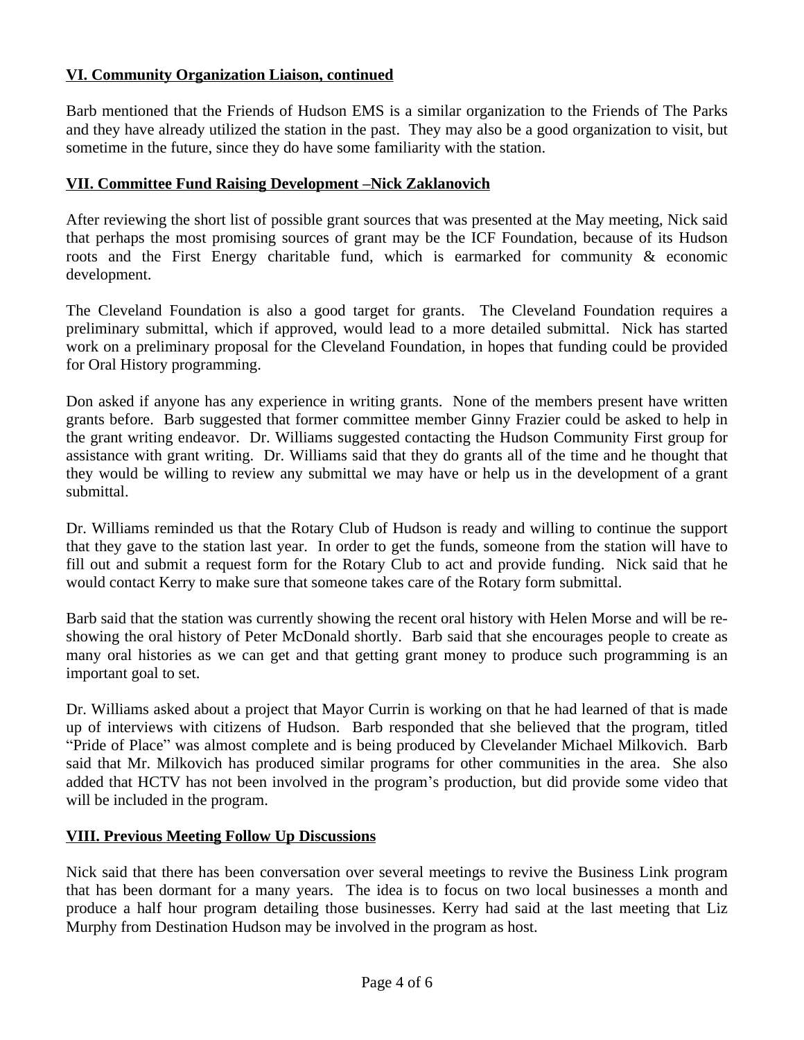## VI. Community Organization Liaison, continued

Barb mentioned that the Friends of Hudson EMS is a similar organization to the Friends of The Parks and they have already utilized the station in the past. They may also be a good organization to visit, but sometime in the future, since they do have some familiarity with the station.

## VII. Committee Fund Raising Development –Nick Zaklanovich

After reviewing the short list of possible grant sources that was presented at the May meeting, Nick said that perhaps the most promising sources of grant may be the ICF Foundation, because of its Hudson roots and the First Energy charitable fund, which is earmarked for community & economic development.

The Cleveland Foundation is also a good target for grants. The Cleveland Foundation requires a preliminary submittal, which if approved, would lead to a more detailed submittal. Nick has started work on a preliminary proposal for the Cleveland Foundation, in hopes that funding could be provided for Oral History programming.

Don asked if anyone has any experience in writing grants. None of the members present have written grants before. Barb suggested that former committee member Ginny Frazier could be asked to help in the grant writing endeavor. Dr. Williams suggested contacting the Hudson Community First group for assistance with grant writing. Dr. Williams said that they do grants all of the time and he thought that they would be willing to review any submittal we may have or help us in the development of a grant submittal.

Dr. Williams reminded us that the Rotary Club of Hudson is ready and willing to continue the support that they gave to the station last year. In order to get the funds, someone from the station will have to fill out and submit a request form for the Rotary Club to act and provide funding. Nick said that he would contact Kerry to make sure that someone takes care of the Rotary form submittal.

Barb said that the station was currently showing the recent oral history with Helen Morse and will be re-showing the oral history of Peter McDonald shortly. Barb said that she encourages people to create as many oral histories as we can get and that getting grant money to produce such programming is an important goal to set.

Dr. Williams asked about a project that Mayor Currin is working on that he had learned of that is made up of interviews with citizens of Hudson. Barb responded that she believed that the program, titled "Pride of Place" was almost complete and is being produced by Clevelander Michael Milkovich. Barb said that Mr. Milkovich has produced similar programs for other communities in the area. She also added that HCTV has not been involved in the program's production, but did provide some video that will be included in the program.

## VIII. Previous Meeting Follow Up Discussions

Nick said that there has been conversation over several meetings to revive the Business Link program that has been dormant for a many years. The idea is to focus on two local businesses a month and produce a half hour program detailing those businesses. Kerry had said at the last meeting that Liz Murphy from Destination Hudson may be involved in the program as host.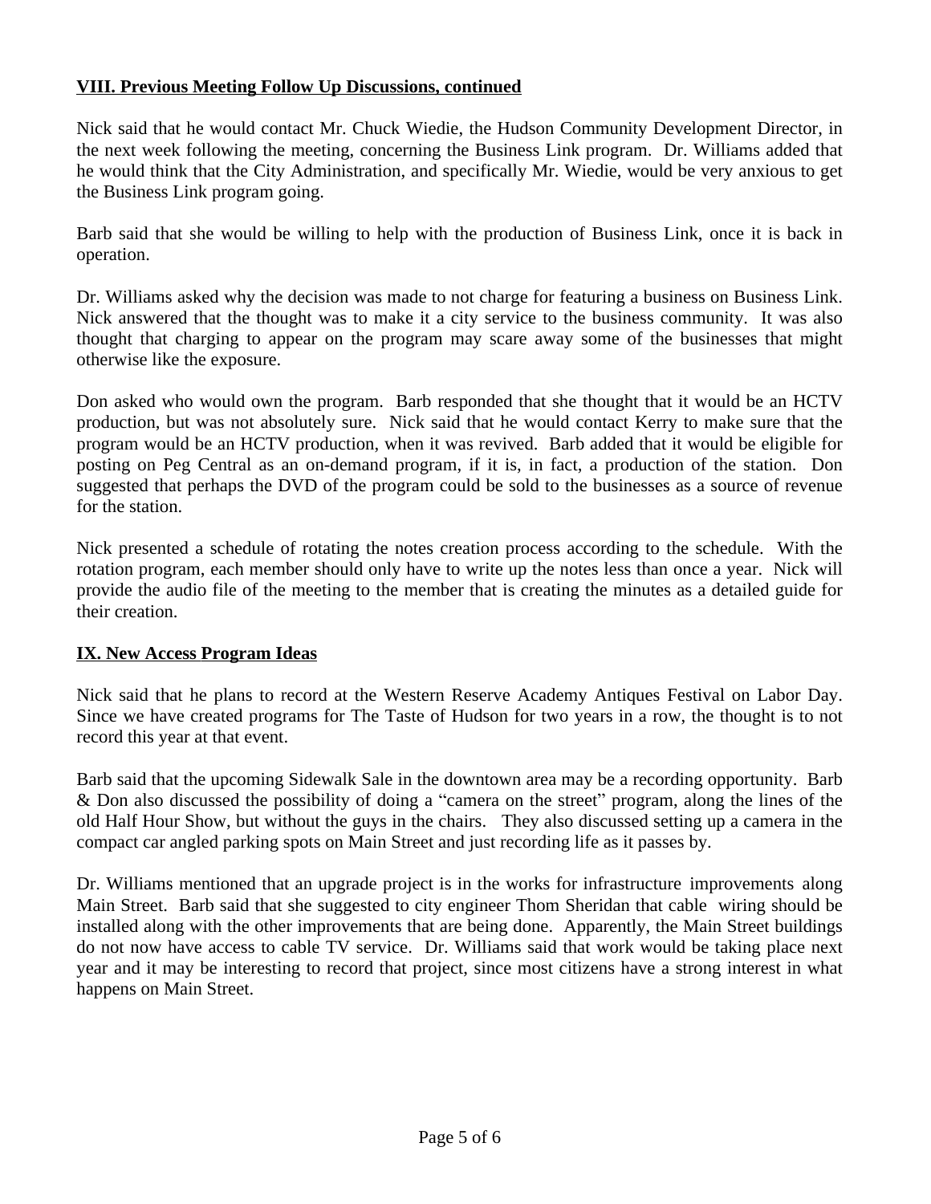## VIII. Previous Meeting Follow Up Discussions, continued

Nick said that he would contact Mr. Chuck Wiedie, the Hudson Community Development Director, in the next week following the meeting, concerning the Business Link program. Dr. Williams added that he would think that the City Administration, and specifically Mr. Wiedie, would be very anxious to get the Business Link program going.

Barb said that she would be willing to help with the production of Business Link, once it is back in operation.

Dr. Williams asked why the decision was made to not charge for featuring a business on Business Link. Nick answered that the thought was to make it a city service to the business community. It was also thought that charging to appear on the program may scare away some of the businesses that might otherwise like the exposure.

Don asked who would own the program. Barb responded that she thought that it would be an HCTV production, but was not absolutely sure. Nick said that he would contact Kerry to make sure that the program would be an HCTV production, when it was revived. Barb added that it would be eligible for posting on Peg Central as an on-demand program, if it is, in fact, a production of the station. Don suggested that perhaps the DVD of the program could be sold to the businesses as a source of revenue for the station.

Nick presented a schedule of rotating the notes creation process according to the schedule. With the rotation program, each member should only have to write up the notes less than once a year. Nick will provide the audio file of the meeting to the member that is creating the minutes as a detailed guide for their creation.

## IX. New Access Program Ideas

Nick said that he plans to record at the Western Reserve Academy Antiques Festival on Labor Day. Since we have created programs for The Taste of Hudson for two years in a row, the thought is to not record this year at that event.

Barb said that the upcoming Sidewalk Sale in the downtown area may be a recording opportunity. Barb & Don also discussed the possibility of doing a "camera on the street" program, along the lines of the old Half Hour Show, but without the guys in the chairs. They also discussed setting up a camera in the compact car angled parking spots on Main Street and just recording life as it passes by.

Dr. Williams mentioned that an upgrade project is in the works for infrastructure improvements along Main Street. Barb said that she suggested to city engineer Thom Sheridan that cable wiring should be installed along with the other improvements that are being done. Apparently, the Main Street buildings do not now have access to cable TV service. Dr. Williams said that work would be taking place next year and it may be interesting to record that project, since most citizens have a strong interest in what happens on Main Street.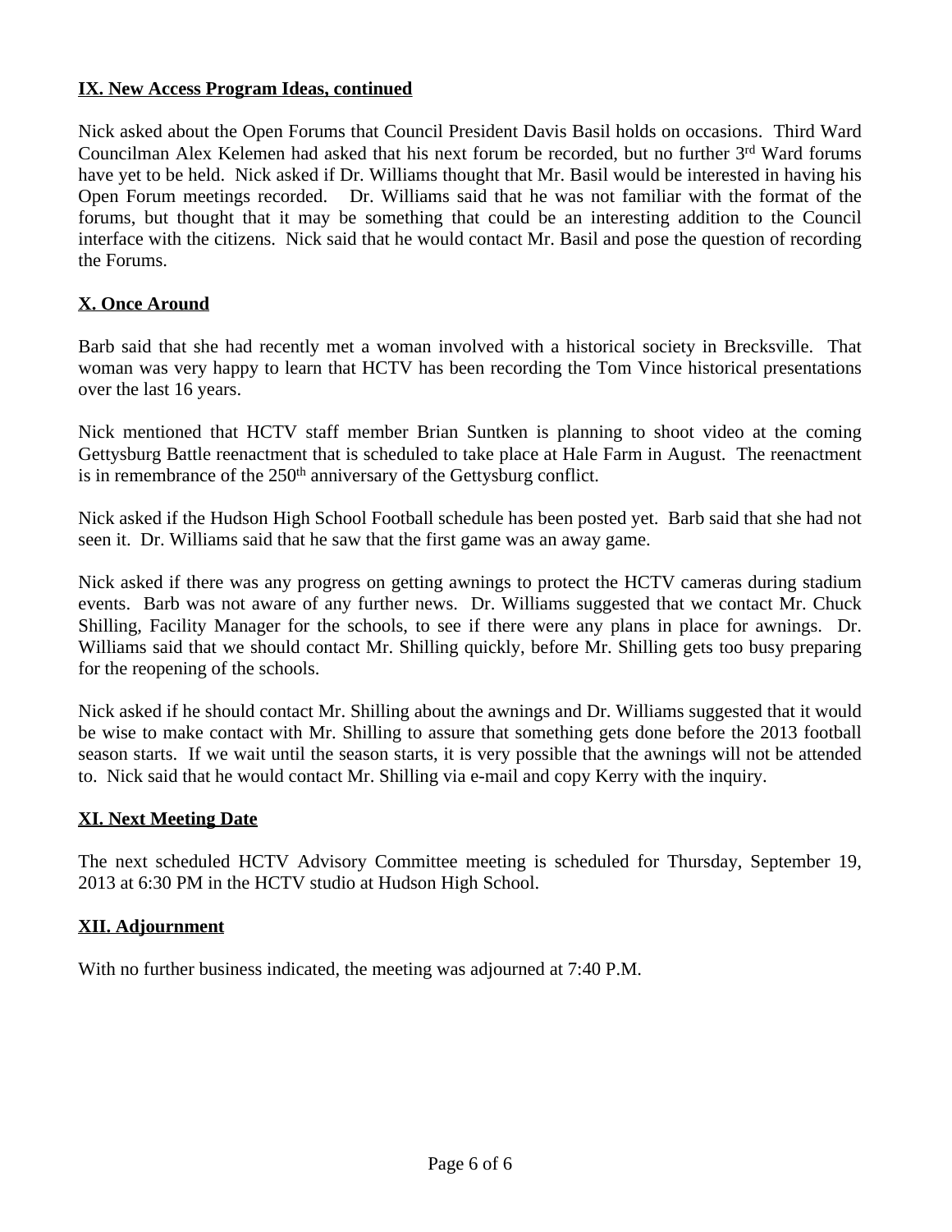## IX. New Access Program Ideas, continued

Nick asked about the Open Forums that Council President Davis Basil holds on occasions. Third Ward Councilman Alex Kelemen had asked that his next forum be recorded, but no further 3rd Ward forums have yet to be held. Nick asked if Dr. Williams thought that Mr. Basil would be interested in having his Open Forum meetings recorded. Dr. Williams said that he was not familiar with the format of the forums, but thought that it may be something that could be an interesting addition to the Council interface with the citizens. Nick said that he would contact Mr. Basil and pose the question of recording the Forums.

## X. Once Around

Barb said that she had recently met a woman involved with a historical society in Brecksville. That woman was very happy to learn that HCTV has been recording the Tom Vince historical presentations over the last 16 years.

Nick mentioned that HCTV staff member Brian Suntken is planning to shoot video at the coming Gettysburg Battle reenactment that is scheduled to take place at Hale Farm in August. The reenactment is in remembrance of the 250th anniversary of the Gettysburg conflict.

Nick asked if the Hudson High School Football schedule has been posted yet. Barb said that she had not seen it. Dr. Williams said that he saw that the first game was an away game.

Nick asked if there was any progress on getting awnings to protect the HCTV cameras during stadium events. Barb was not aware of any further news. Dr. Williams suggested that we contact Mr. Chuck Shilling, Facility Manager for the schools, to see if there were any plans in place for awnings. Dr. Williams said that we should contact Mr. Shilling quickly, before Mr. Shilling gets too busy preparing for the reopening of the schools.

Nick asked if he should contact Mr. Shilling about the awnings and Dr. Williams suggested that it would be wise to make contact with Mr. Shilling to assure that something gets done before the 2013 football season starts. If we wait until the season starts, it is very possible that the awnings will not be attended to. Nick said that he would contact Mr. Shilling via e-mail and copy Kerry with the inquiry.

## XI. Next Meeting Date

The next scheduled HCTV Advisory Committee meeting is scheduled for Thursday, September 19, 2013 at 6:30 PM in the HCTV studio at Hudson High School.

## XII. Adjournment

With no further business indicated, the meeting was adjourned at 7:40 P.M.